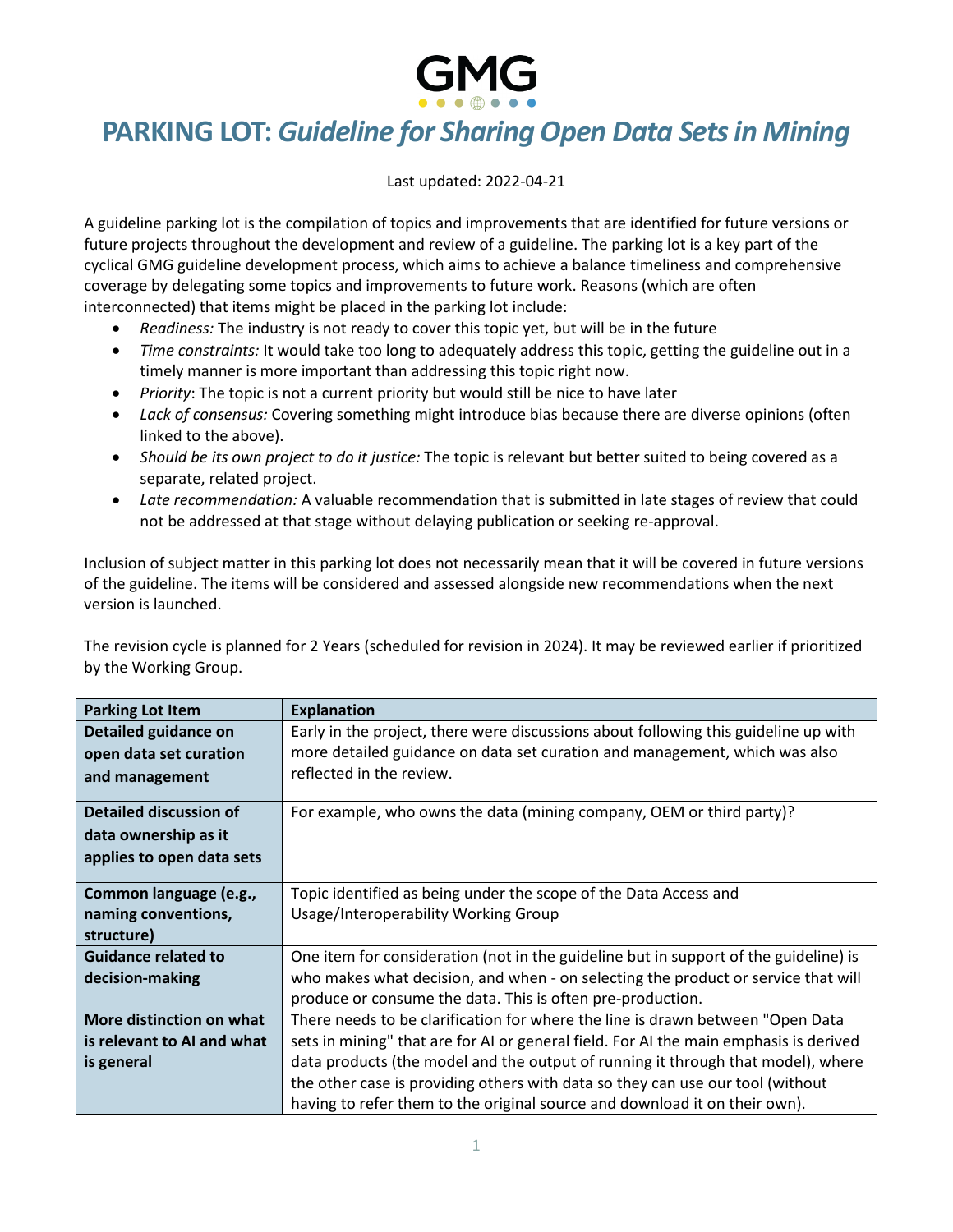# PARKING LOT: *Guideline for Sharing Open Data Sets in Mining*

Last updated: 2022-04-21

A guideline parking lot is the compilation of topics and improvements that are identified for future versions or future projects throughout the development and review of a guideline. The parking lot is a key part of the cyclical GMG guideline development process, which aims to achieve a balance timeliness and comprehensive coverage by delegating some topics and improvements to future work. Reasons (which are often interconnected) that items might be placed in the parking lot include:

- *Readiness:* The industry is not ready to cover this topic yet, but will be in the future
- *Time constraints:* It would take too long to adequately address this topic, getting the guideline out in a timely manner is more important than addressing this topic right now.
- *Priority*: The topic is not a current priority but would still be nice to have later
- *Lack of consensus:* Covering something might introduce bias because there are diverse opinions (often linked to the above).
- *Should be its own project to do it justice:* The topic is relevant but better suited to being covered as a separate, related project.
- *Late recommendation:* A valuable recommendation that is submitted in late stages of review that could not be addressed at that stage without delaying publication or seeking re-approval.

Inclusion of subject matter in this parking lot does not necessarily mean that it will be covered in future versions of the guideline. The items will be considered and assessed alongside new recommendations when the next version is launched.

The revision cycle is planned for 2 Years (scheduled for revision in 2024). It may be reviewed earlier if prioritized by the Working Group.

| Parking Lot Item | Explanation |
|---|---|
| **Detailed guidance on open data set curation and management** | Early in the project, there were discussions about following this guideline up with more detailed guidance on data set curation and management, which was also reflected in the review. |
| **Detailed discussion of data ownership as it applies to open data sets** | For example, who owns the data (mining company, OEM or third party)? |
| **Common language (e.g., naming conventions, structure)** | Topic identified as being under the scope of the Data Access and Usage/Interoperability Working Group |
| **Guidance related to decision-making** | One item for consideration (not in the guideline but in support of the guideline) is who makes what decision, and when - on selecting the product or service that will produce or consume the data. This is often pre-production. |
| **More distinction on what is relevant to AI and what is general** | There needs to be clarification for where the line is drawn between "Open Data sets in mining" that are for AI or general field. For AI the main emphasis is derived data products (the model and the output of running it through that model), where the other case is providing others with data so they can use our tool (without having to refer them to the original source and download it on their own). |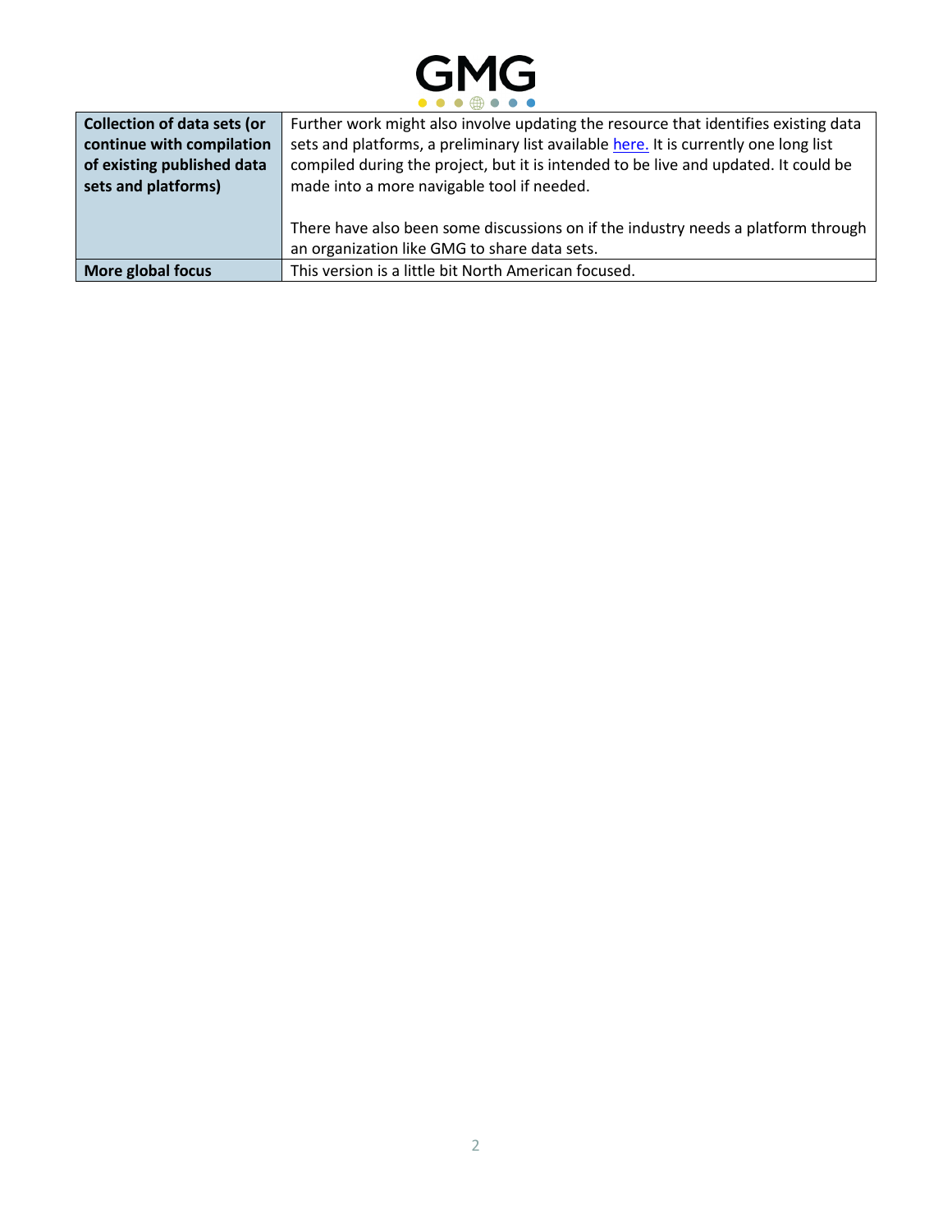| | |
|---|---|
| **Collection of data sets (or continue with compilation of existing published data sets and platforms)** | Further work might also involve updating the resource that identifies existing data sets and platforms, a preliminary list available here. It is currently one long list compiled during the project, but it is intended to be live and updated. It could be made into a more navigable tool if needed.<br><br>There have also been some discussions on if the industry needs a platform through an organization like GMG to share data sets. |
| **More global focus** | This version is a little bit North American focused. |